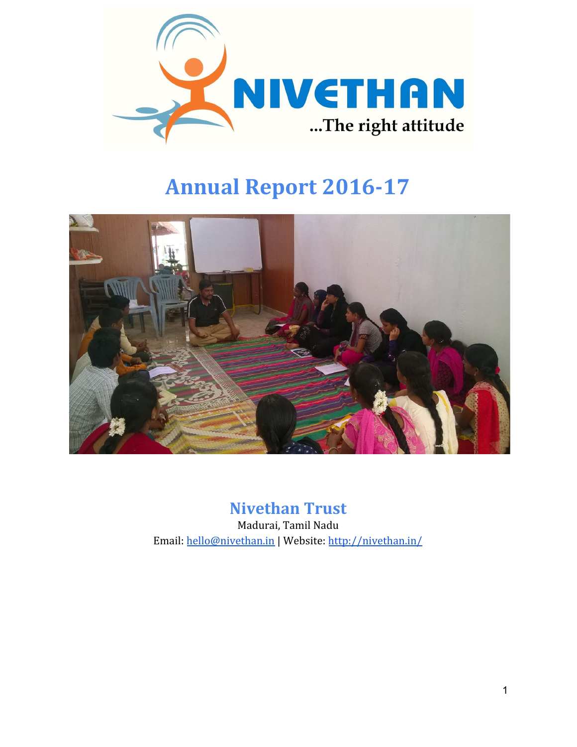NIVETHAN

...The right attitude

# Annual Report 2016-17

## Nivethan Trust

Madurai, Tamil Nadu

Email: hello@nivethan.in | Website: http://nivethan.in/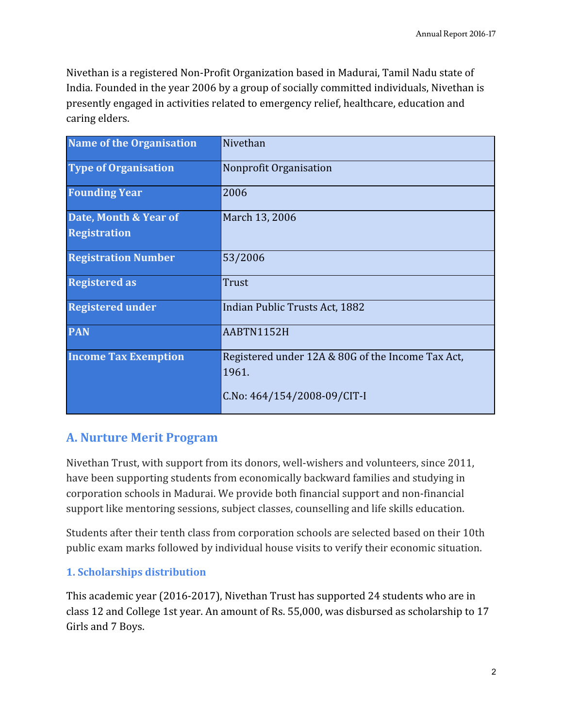Nivethan is a registered Non-Profit Organization based in Madurai, Tamil Nadu state of India. Founded in the year 2006 by a group of socially committed individuals, Nivethan is presently engaged in activities related to emergency relief, healthcare, education and caring elders.

| | |
|---|---|
| **Name of the Organisation** | Nivethan |
| **Type of Organisation** | Nonprofit Organisation |
| **Founding Year** | 2006 |
| **Date, Month & Year of Registration** | March 13, 2006 |
| **Registration Number** | 53/2006 |
| **Registered as** | Trust |
| **Registered under** | Indian Public Trusts Act, 1882 |
| **PAN** | AABTN1152H |
| **Income Tax Exemption** | Registered under 12A & 80G of the Income Tax Act, 1961.<br><br>C.No: 464/154/2008-09/CIT-I |

## A. Nurture Merit Program

Nivethan Trust, with support from its donors, well-wishers and volunteers, since 2011, have been supporting students from economically backward families and studying in corporation schools in Madurai. We provide both financial support and non-financial support like mentoring sessions, subject classes, counselling and life skills education.

Students after their tenth class from corporation schools are selected based on their 10th public exam marks followed by individual house visits to verify their economic situation.

### 1. Scholarships distribution

This academic year (2016-2017), Nivethan Trust has supported 24 students who are in class 12 and College 1st year. An amount of Rs. 55,000, was disbursed as scholarship to 17 Girls and 7 Boys.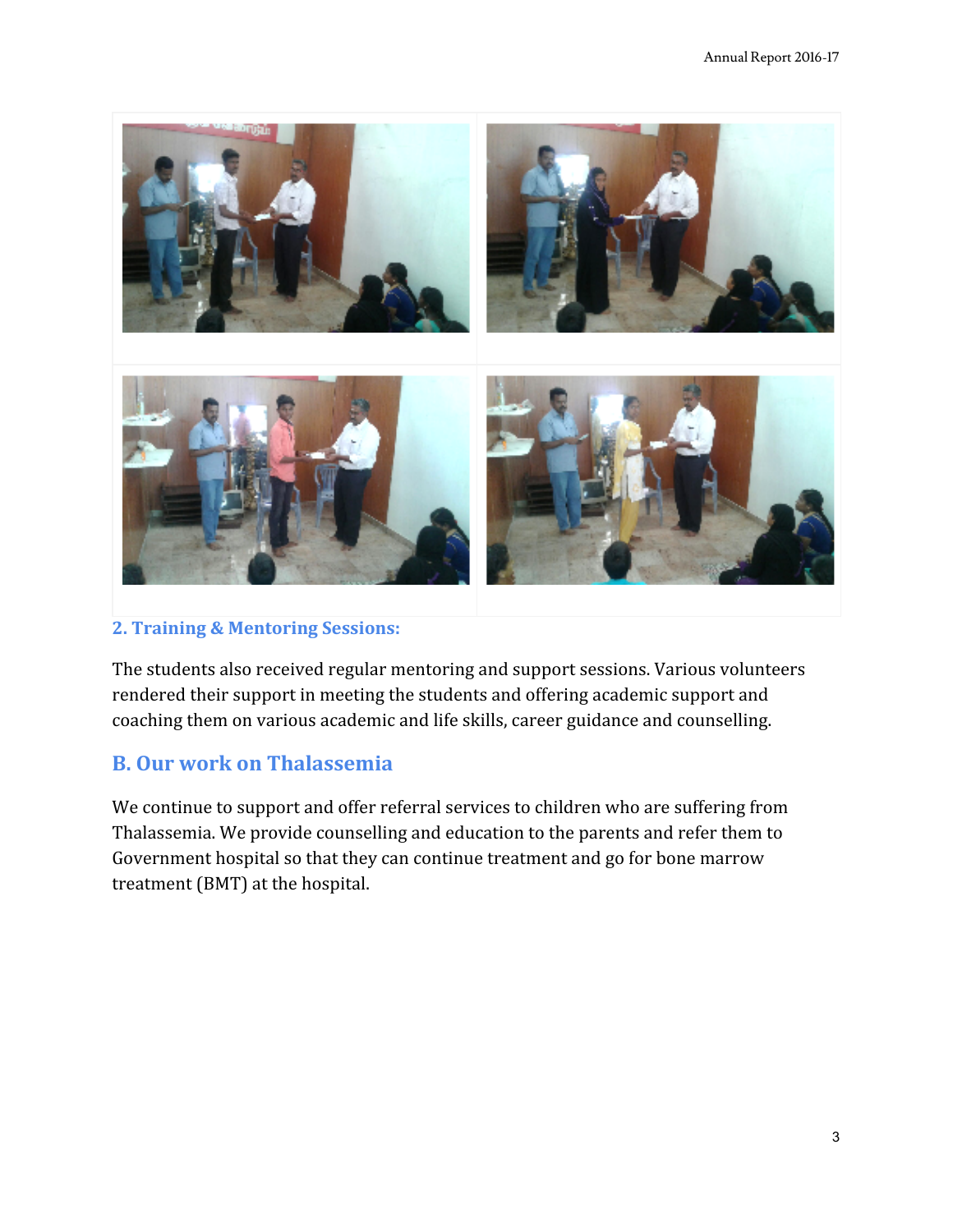### 2. Training & Mentoring Sessions:

The students also received regular mentoring and support sessions. Various volunteers rendered their support in meeting the students and offering academic support and coaching them on various academic and life skills, career guidance and counselling.

## B. Our work on Thalassemia

We continue to support and offer referral services to children who are suffering from Thalassemia. We provide counselling and education to the parents and refer them to Government hospital so that they can continue treatment and go for bone marrow treatment (BMT) at the hospital.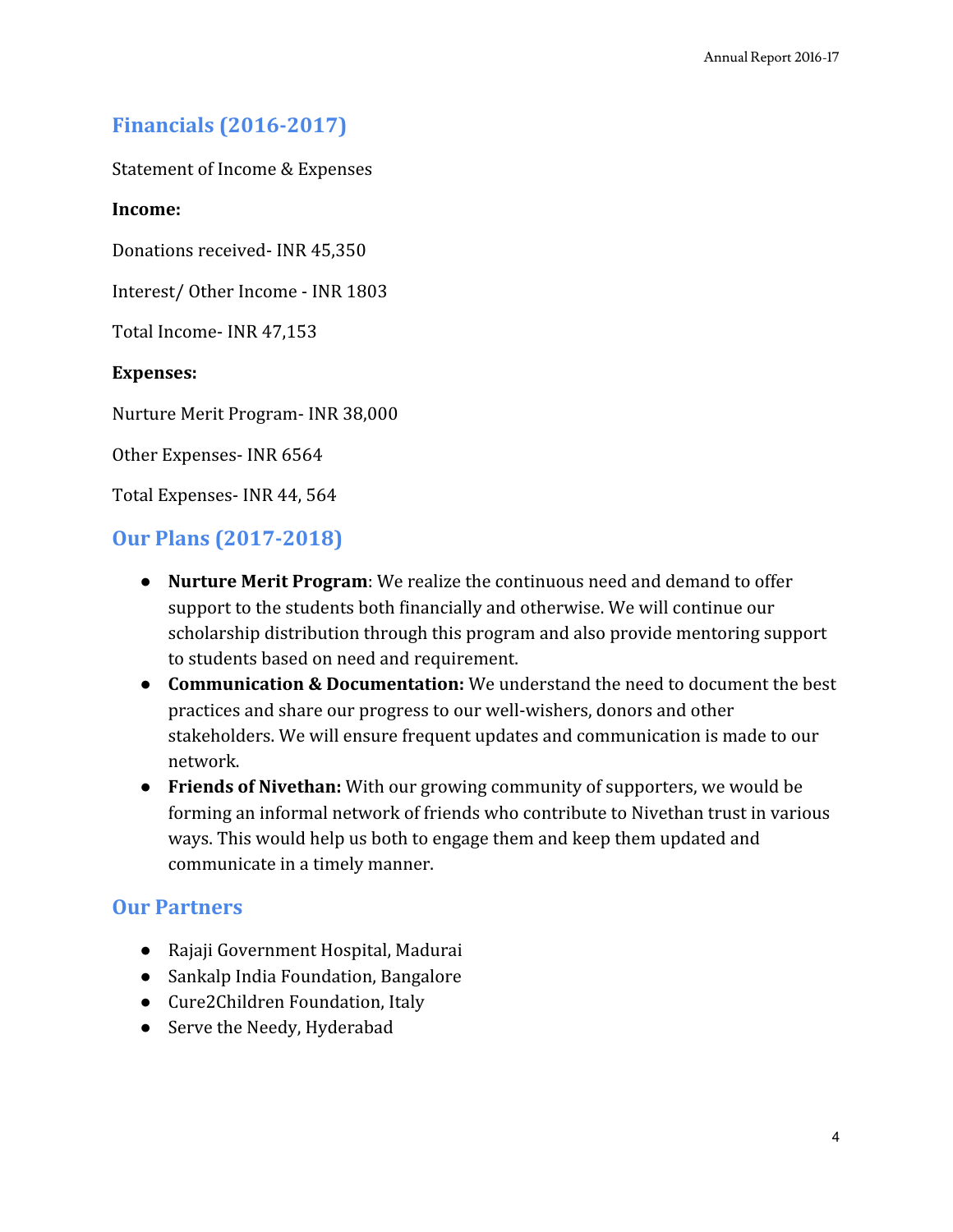## Financials (2016-2017)

Statement of Income & Expenses

**Income:**

Donations received- INR 45,350

Interest/ Other Income - INR 1803

Total Income- INR 47,153

**Expenses:**

Nurture Merit Program- INR 38,000

Other Expenses- INR 6564

Total Expenses- INR 44, 564

## Our Plans (2017-2018)

- **Nurture Merit Program**: We realize the continuous need and demand to offer support to the students both financially and otherwise. We will continue our scholarship distribution through this program and also provide mentoring support to students based on need and requirement.
- **Communication & Documentation:** We understand the need to document the best practices and share our progress to our well-wishers, donors and other stakeholders. We will ensure frequent updates and communication is made to our network.
- **Friends of Nivethan:** With our growing community of supporters, we would be forming an informal network of friends who contribute to Nivethan trust in various ways. This would help us both to engage them and keep them updated and communicate in a timely manner.

## Our Partners

- Rajaji Government Hospital, Madurai
- Sankalp India Foundation, Bangalore
- Cure2Children Foundation, Italy
- Serve the Needy, Hyderabad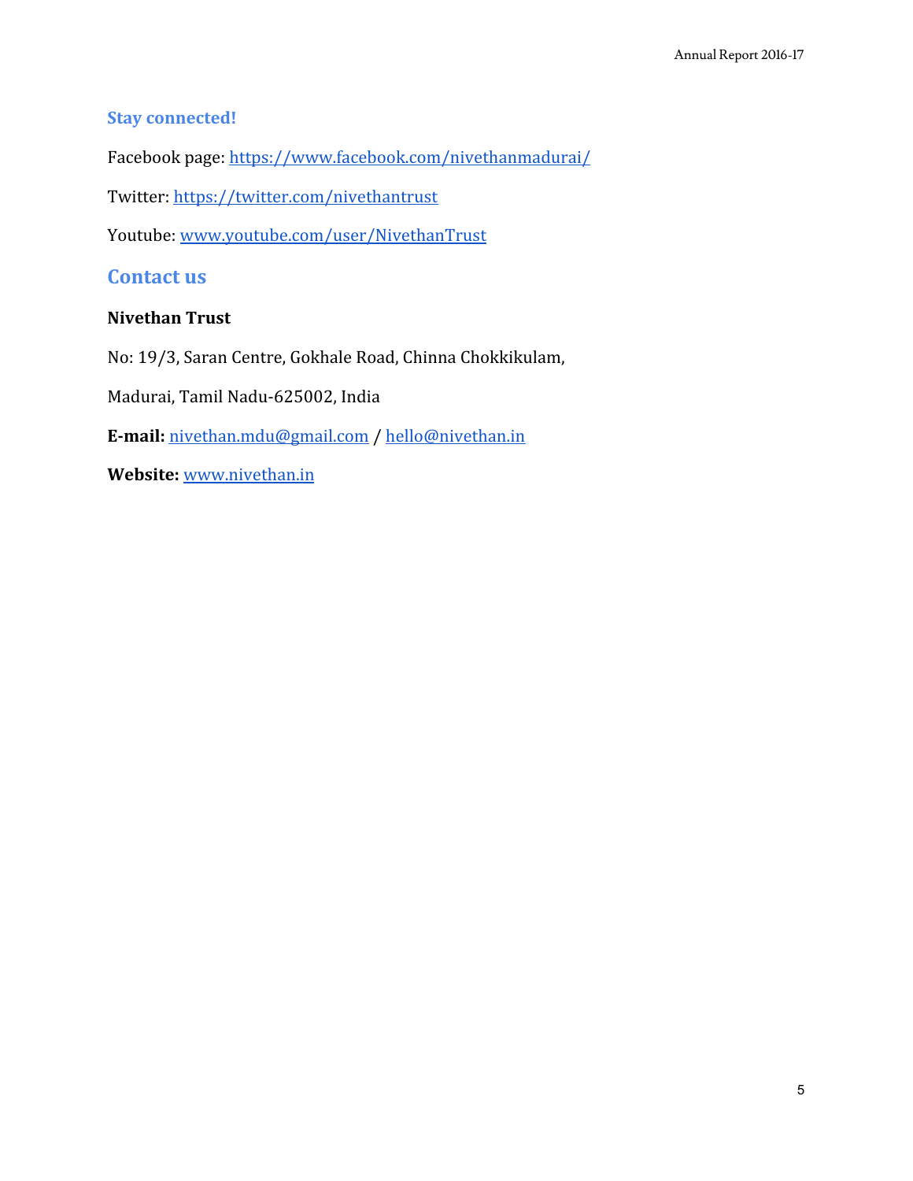## Stay connected!

Facebook page: https://www.facebook.com/nivethanmadurai/

Twitter: https://twitter.com/nivethantrust

Youtube: www.youtube.com/user/NivethanTrust

# Contact us

**Nivethan Trust**

No: 19/3, Saran Centre, Gokhale Road, Chinna Chokkikulam,

Madurai, Tamil Nadu-625002, India

**E-mail:** nivethan.mdu@gmail.com / hello@nivethan.in

**Website:** www.nivethan.in